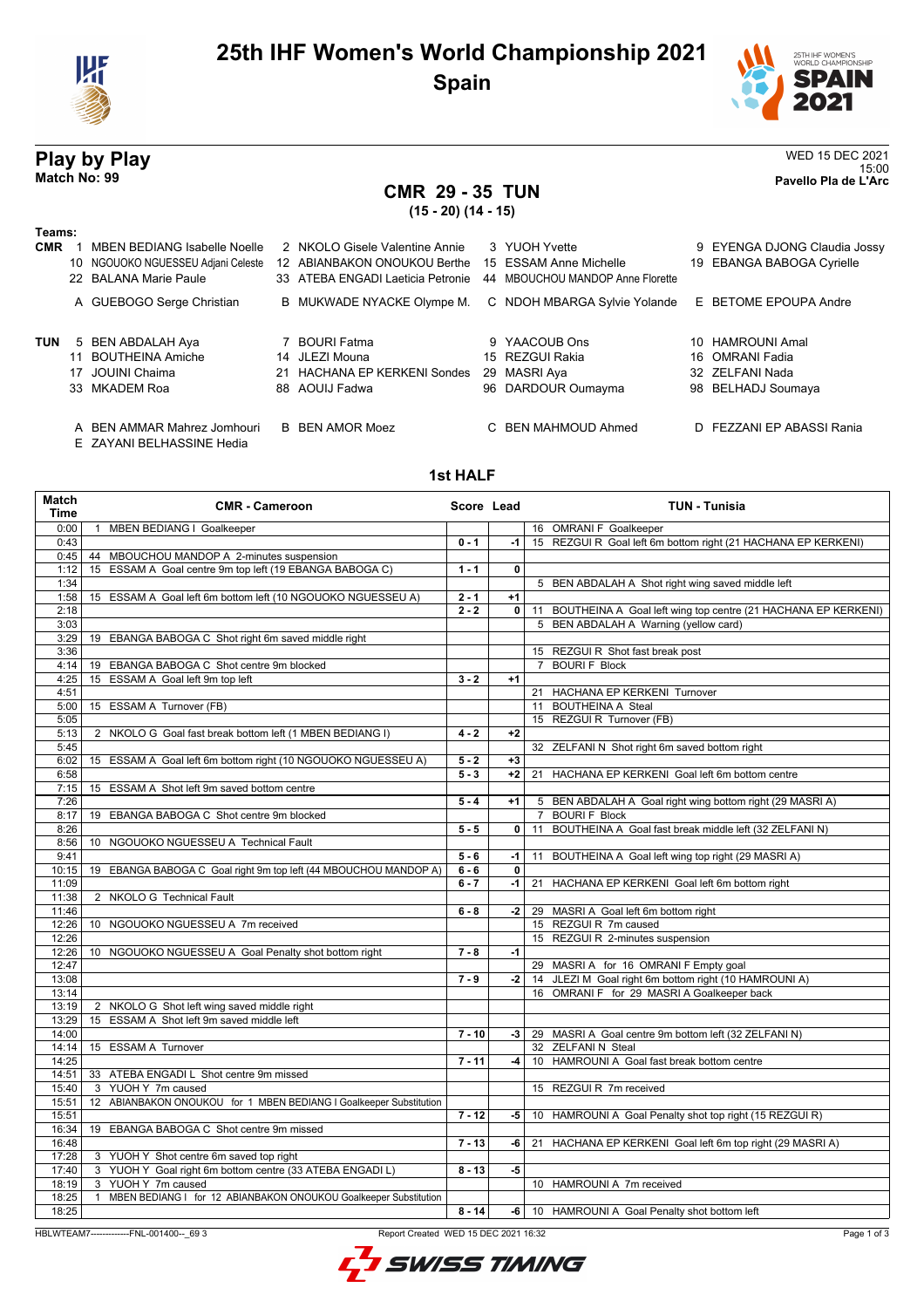# 25th IHF Women's World Championship 2021

## Spain

## Play by Play

**Match No: 99**

WED 15 DEC 2021
15:00
**Pavello Pla de L'Arc**

## CMR 29 - 35 TUN

**(15 - 20) (14 - 15)**

**Teams:**

**CMR**
1 MBEN BEDIANG Isabelle Noelle
2 NKOLO Gisele Valentine Annie
3 YUOH Yvette
9 EYENGA DJONG Claudia Jossy
10 NGOUOKO NGUESSEU Adjani Celeste
12 ABIANBAKON ONOUKOU Berthe
15 ESSAM Anne Michelle
19 EBANGA BABOGA Cyrielle
22 BALANA Marie Paule
33 ATEBA ENGADI Laeticia Petronie
44 MBOUCHOU MANDOP Anne Florette

A GUEBOGO Serge Christian
B MUKWADE NYACKE Olympe M.
C NDOH MBARGA Sylvie Yolande
E BETOME EPOUPA Andre

**TUN**
5 BEN ABDALAH Aya
7 BOURI Fatma
9 YAACOUB Ons
10 HAMROUNI Amal
11 BOUTHEINA Amiche
14 JLEZI Mouna
15 REZGUI Rakia
16 OMRANI Fadia
17 JOUINI Chaima
21 HACHANA EP KERKENI Sondes
29 MASRI Aya
32 ZELFANI Nada
33 MKADEM Roa
88 AOUIJ Fadwa
96 DARDOUR Oumayma
98 BELHADJ Soumaya

A BEN AMMAR Mahrez Jomhouri
B BEN AMOR Moez
C BEN MAHMOUD Ahmed
D FEZZANI EP ABASSI Rania
E ZAYANI BELHASSINE Hedia

### 1st HALF

| Match Time | CMR - Cameroon | Score | Lead | TUN - Tunisia |
|---|---|---|---|---|
| 0:00 | 1 MBEN BEDIANG I Goalkeeper | | | 16 OMRANI F Goalkeeper |
| 0:43 | | 0 - 1 | -1 | 15 REZGUI R Goal left 6m bottom right (21 HACHANA EP KERKENI) |
| 0:45 | 44 MBOUCHOU MANDOP A 2-minutes suspension | | | |
| 1:12 | 15 ESSAM A Goal centre 9m top left (19 EBANGA BABOGA C) | 1 - 1 | 0 | |
| 1:34 | | | | 5 BEN ABDALAH A Shot right wing saved middle left |
| 1:58 | 15 ESSAM A Goal left 6m bottom left (10 NGOUOKO NGUESSEU A) | 2 - 1 | +1 | |
| 2:18 | | 2 - 2 | 0 | 11 BOUTHEINA A Goal left wing top centre (21 HACHANA EP KERKENI) |
| 3:03 | | | | 5 BEN ABDALAH A Warning (yellow card) |
| 3:29 | 19 EBANGA BABOGA C Shot right 6m saved middle right | | | |
| 3:36 | | | | 15 REZGUI R Shot fast break post |
| 4:14 | 19 EBANGA BABOGA C Shot centre 9m blocked | | | 7 BOURI F Block |
| 4:25 | 15 ESSAM A Goal left 9m top left | 3 - 2 | +1 | |
| 4:51 | | | | 21 HACHANA EP KERKENI Turnover |
| 5:00 | 15 ESSAM A Turnover (FB) | | | 11 BOUTHEINA A Steal |
| 5:05 | | | | 15 REZGUI R Turnover (FB) |
| 5:13 | 2 NKOLO G Goal fast break bottom left (1 MBEN BEDIANG I) | 4 - 2 | +2 | |
| 5:45 | | | | 32 ZELFANI N Shot right 6m saved bottom right |
| 6:02 | 15 ESSAM A Goal left 6m bottom right (10 NGOUOKO NGUESSEU A) | 5 - 2 | +3 | |
| 6:58 | | 5 - 3 | +2 | 21 HACHANA EP KERKENI Goal left 6m bottom centre |
| 7:15 | 15 ESSAM A Shot left 9m saved bottom centre | | | |
| 7:26 | | 5 - 4 | +1 | 5 BEN ABDALAH A Goal right wing bottom right (29 MASRI A) |
| 8:17 | 19 EBANGA BABOGA C Shot centre 9m blocked | | | 7 BOURI F Block |
| 8:26 | | 5 - 5 | 0 | 11 BOUTHEINA A Goal fast break middle left (32 ZELFANI N) |
| 8:56 | 10 NGOUOKO NGUESSEU A Technical Fault | | | |
| 9:41 | | 5 - 6 | -1 | 11 BOUTHEINA A Goal left wing top right (29 MASRI A) |
| 10:15 | 19 EBANGA BABOGA C Goal right 9m top left (44 MBOUCHOU MANDOP A) | 6 - 6 | 0 | |
| 11:09 | | 6 - 7 | -1 | 21 HACHANA EP KERKENI Goal left 6m bottom right |
| 11:38 | 2 NKOLO G Technical Fault | | | |
| 11:46 | | 6 - 8 | -2 | 29 MASRI A Goal left 6m bottom right |
| 12:26 | 10 NGOUOKO NGUESSEU A 7m received | | | 15 REZGUI R 7m caused |
| 12:26 | | | | 15 REZGUI R 2-minutes suspension |
| 12:26 | 10 NGOUOKO NGUESSEU A Goal Penalty shot bottom right | 7 - 8 | -1 | |
| 12:47 | | | | 29 MASRI A for 16 OMRANI F Empty goal |
| 13:08 | | 7 - 9 | -2 | 14 JLEZI M Goal right 6m bottom right (10 HAMROUNI A) |
| 13:14 | | | | 16 OMRANI F for 29 MASRI A Goalkeeper back |
| 13:19 | 2 NKOLO G Shot left wing saved middle right | | | |
| 13:29 | 15 ESSAM A Shot left 9m saved middle left | | | |
| 14:00 | | 7 - 10 | -3 | 29 MASRI A Goal centre 9m bottom left (32 ZELFANI N) |
| 14:14 | 15 ESSAM A Turnover | | | 32 ZELFANI N Steal |
| 14:25 | | 7 - 11 | -4 | 10 HAMROUNI A Goal fast break bottom centre |
| 14:51 | 33 ATEBA ENGADI L Shot centre 9m missed | | | |
| 15:40 | 3 YUOH Y 7m caused | | | 15 REZGUI R 7m received |
| 15:51 | 12 ABIANBAKON ONOUKOU for 1 MBEN BEDIANG I Goalkeeper Substitution | | | |
| 15:51 | | 7 - 12 | -5 | 10 HAMROUNI A Goal Penalty shot top right (15 REZGUI R) |
| 16:34 | 19 EBANGA BABOGA C Shot centre 9m missed | | | |
| 16:48 | | 7 - 13 | -6 | 21 HACHANA EP KERKENI Goal left 6m top right (29 MASRI A) |
| 17:28 | 3 YUOH Y Shot centre 6m saved top right | | | |
| 17:40 | 3 YUOH Y Goal right 6m bottom centre (33 ATEBA ENGADI L) | 8 - 13 | -5 | |
| 18:19 | 3 YUOH Y 7m caused | | | 10 HAMROUNI A 7m received |
| 18:25 | 1 MBEN BEDIANG I for 12 ABIANBAKON ONOUKOU Goalkeeper Substitution | | | |
| 18:25 | | 8 - 14 | -6 | 10 HAMROUNI A Goal Penalty shot bottom left |

HBLWTEAM7-------------FNL-001400--_69 3 Report Created WED 15 DEC 2021 16:32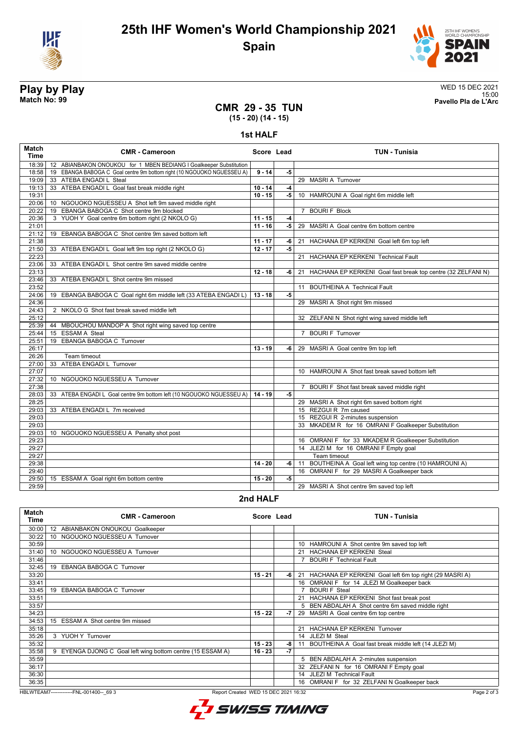# 25th IHF Women's World Championship 2021

## Spain

**Play by Play**
**Match No: 99**

WED 15 DEC 2021
15:00
**Pavello Pla de L'Arc**

## CMR 29 - 35 TUN
**(15 - 20) (14 - 15)**

### 1st HALF

| Match Time | CMR - Cameroon | Score | Lead | TUN - Tunisia |
|---|---|---|---|---|
| 18:39 | 12 ABIANBAKON ONOUKOU for 1 MBEN BEDIANG I Goalkeeper Substitution | | | |
| 18:58 | 19 EBANGA BABOGA C Goal centre 9m bottom right (10 NGOUOKO NGUESSEU A) | 9 - 14 | -5 | |
| 19:09 | 33 ATEBA ENGADI L Steal | | | 29 MASRI A Turnover |
| 19:13 | 33 ATEBA ENGADI L Goal fast break middle right | 10 - 14 | -4 | |
| 19:31 | | 10 - 15 | -5 | 10 HAMROUNI A Goal right 6m middle left |
| 20:06 | 10 NGOUOKO NGUESSEU A Shot left 9m saved middle right | | | |
| 20:22 | 19 EBANGA BABOGA C Shot centre 9m blocked | | | 7 BOURI F Block |
| 20:36 | 3 YUOH Y Goal centre 6m bottom right (2 NKOLO G) | 11 - 15 | -4 | |
| 21:01 | | 11 - 16 | -5 | 29 MASRI A Goal centre 6m bottom centre |
| 21:12 | 19 EBANGA BABOGA C Shot centre 9m saved bottom left | | | |
| 21:38 | | 11 - 17 | -6 | 21 HACHANA EP KERKENI Goal left 6m top left |
| 21:50 | 33 ATEBA ENGADI L Goal left 9m top right (2 NKOLO G) | 12 - 17 | -5 | |
| 22:23 | | | | 21 HACHANA EP KERKENI Technical Fault |
| 23:06 | 33 ATEBA ENGADI L Shot centre 9m saved middle centre | | | |
| 23:13 | | 12 - 18 | -6 | 21 HACHANA EP KERKENI Goal fast break top centre (32 ZELFANI N) |
| 23:46 | 33 ATEBA ENGADI L Shot centre 9m missed | | | |
| 23:52 | | | | 11 BOUTHEINA A Technical Fault |
| 24:06 | 19 EBANGA BABOGA C Goal right 6m middle left (33 ATEBA ENGADI L) | 13 - 18 | -5 | |
| 24:36 | | | | 29 MASRI A Shot right 9m missed |
| 24:43 | 2 NKOLO G Shot fast break saved middle left | | | |
| 25:12 | | | | 32 ZELFANI N Shot right wing saved middle left |
| 25:39 | 44 MBOUCHOU MANDOP A Shot right wing saved top centre | | | |
| 25:44 | 15 ESSAM A Steal | | | 7 BOURI F Turnover |
| 25:51 | 19 EBANGA BABOGA C Turnover | | | |
| 26:17 | | 13 - 19 | -6 | 29 MASRI A Goal centre 9m top left |
| 26:26 | Team timeout | | | |
| 27:00 | 33 ATEBA ENGADI L Turnover | | | |
| 27:07 | | | | 10 HAMROUNI A Shot fast break saved bottom left |
| 27:32 | 10 NGOUOKO NGUESSEU A Turnover | | | |
| 27:38 | | | | 7 BOURI F Shot fast break saved middle right |
| 28:03 | 33 ATEBA ENGADI L Goal centre 9m bottom left (10 NGOUOKO NGUESSEU A) | 14 - 19 | -5 | |
| 28:25 | | | | 29 MASRI A Shot right 6m saved bottom right |
| 29:03 | 33 ATEBA ENGADI L 7m received | | | 15 REZGUI R 7m caused |
| 29:03 | | | | 15 REZGUI R 2-minutes suspension |
| 29:03 | | | | 33 MKADEM R for 16 OMRANI F Goalkeeper Substitution |
| 29:03 | 10 NGOUOKO NGUESSEU A Penalty shot post | | | |
| 29:23 | | | | 16 OMRANI F for 33 MKADEM R Goalkeeper Substitution |
| 29:27 | | | | 14 JLEZI M for 16 OMRANI F Empty goal |
| 29:27 | | | | Team timeout |
| 29:38 | | 14 - 20 | -6 | 11 BOUTHEINA A Goal left wing top centre (10 HAMROUNI A) |
| 29:40 | | | | 16 OMRANI F for 29 MASRI A Goalkeeper back |
| 29:50 | 15 ESSAM A Goal right 6m bottom centre | 15 - 20 | -5 | |
| 29:59 | | | | 29 MASRI A Shot centre 9m saved top left |

### 2nd HALF

| Match Time | CMR - Cameroon | Score | Lead | TUN - Tunisia |
|---|---|---|---|---|
| 30:00 | 12 ABIANBAKON ONOUKOU Goalkeeper | | | |
| 30:22 | 10 NGOUOKO NGUESSEU A Turnover | | | |
| 30:59 | | | | 10 HAMROUNI A Shot centre 9m saved top left |
| 31:40 | 10 NGOUOKO NGUESSEU A Turnover | | | 21 HACHANA EP KERKENI Steal |
| 31:46 | | | | 7 BOURI F Technical Fault |
| 32:45 | 19 EBANGA BABOGA C Turnover | | | |
| 33:20 | | 15 - 21 | -6 | 21 HACHANA EP KERKENI Goal left 6m top right (29 MASRI A) |
| 33:41 | | | | 16 OMRANI F for 14 JLEZI M Goalkeeper back |
| 33:45 | 19 EBANGA BABOGA C Turnover | | | 7 BOURI F Steal |
| 33:51 | | | | 21 HACHANA EP KERKENI Shot fast break post |
| 33:57 | | | | 5 BEN ABDALAH A Shot centre 6m saved middle right |
| 34:23 | | 15 - 22 | -7 | 29 MASRI A Goal centre 6m top centre |
| 34:53 | 15 ESSAM A Shot centre 9m missed | | | |
| 35:18 | | | | 21 HACHANA EP KERKENI Turnover |
| 35:26 | 3 YUOH Y Turnover | | | 14 JLEZI M Steal |
| 35:32 | | 15 - 23 | -8 | 11 BOUTHEINA A Goal fast break middle left (14 JLEZI M) |
| 35:58 | 9 EYENGA DJONG C Goal left wing bottom centre (15 ESSAM A) | 16 - 23 | -7 | |
| 35:59 | | | | 5 BEN ABDALAH A 2-minutes suspension |
| 36:17 | | | | 32 ZELFANI N for 16 OMRANI F Empty goal |
| 36:30 | | | | 14 JLEZI M Technical Fault |
| 36:35 | | | | 16 OMRANI F for 32 ZELFANI N Goalkeeper back |

HBLWTEAM7-------------FNL-001400--_69 3 Report Created WED 15 DEC 2021 16:32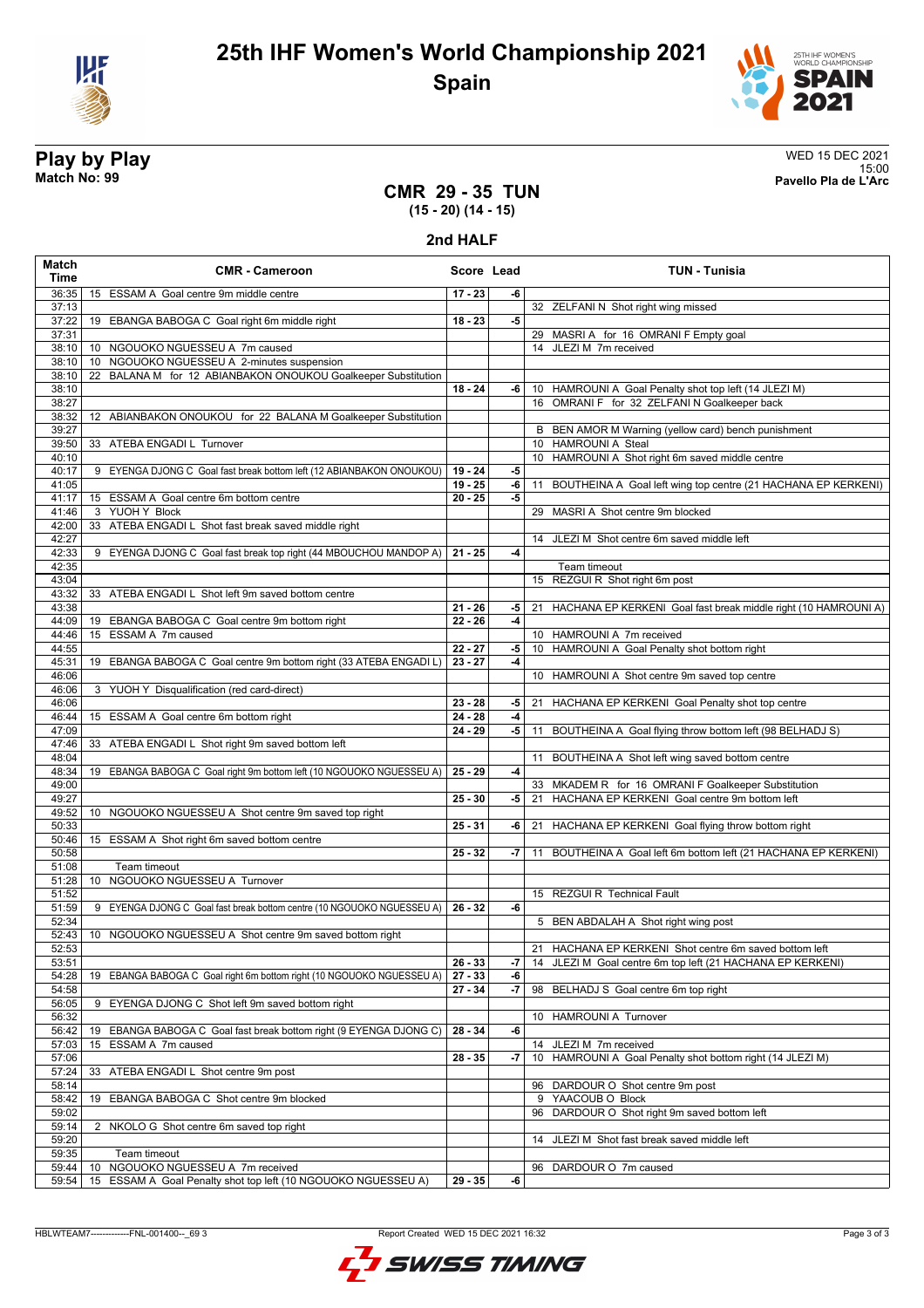# 25th IHF Women's World Championship 2021

## Spain

**Play by Play**
**Match No: 99**

WED 15 DEC 2021
15:00
**Pavello Pla de L'Arc**

## CMR 29 - 35 TUN

**(15 - 20) (14 - 15)**

### 2nd HALF

| Match Time | CMR - Cameroon | Score | Lead | TUN - Tunisia |
|---|---|---|---|---|
| 36:35 | 15 ESSAM A Goal centre 9m middle centre | 17 - 23 | -6 | |
| 37:13 | | | | 32 ZELFANI N Shot right wing missed |
| 37:22 | 19 EBANGA BABOGA C Goal right 6m middle right | 18 - 23 | -5 | |
| 37:31 | | | | 29 MASRI A for 16 OMRANI F Empty goal |
| 38:10 | 10 NGOUOKO NGUESSEU A 7m caused | | | 14 JLEZI M 7m received |
| 38:10 | 10 NGOUOKO NGUESSEU A 2-minutes suspension | | | |
| 38:10 | 22 BALANA M for 12 ABIANBAKON ONOUKOU Goalkeeper Substitution | | | |
| 38:10 | | 18 - 24 | -6 | 10 HAMROUNI A Goal Penalty shot top left (14 JLEZI M) |
| 38:27 | | | | 16 OMRANI F for 32 ZELFANI N Goalkeeper back |
| 38:32 | 12 ABIANBAKON ONOUKOU for 22 BALANA M Goalkeeper Substitution | | | |
| 39:27 | | | | B BEN AMOR M Warning (yellow card) bench punishment |
| 39:50 | 33 ATEBA ENGADI L Turnover | | | 10 HAMROUNI A Steal |
| 40:10 | | | | 10 HAMROUNI A Shot right 6m saved middle centre |
| 40:17 | 9 EYENGA DJONG C Goal fast break bottom left (12 ABIANBAKON ONOUKOU) | 19 - 24 | -5 | |
| 41:05 | | 19 - 25 | -6 | 11 BOUTHEINA A Goal left wing top centre (21 HACHANA EP KERKENI) |
| 41:17 | 15 ESSAM A Goal centre 6m bottom centre | 20 - 25 | -5 | |
| 41:46 | 3 YUOH Y Block | | | 29 MASRI A Shot centre 9m blocked |
| 42:00 | 33 ATEBA ENGADI L Shot fast break saved middle right | | | |
| 42:27 | | | | 14 JLEZI M Shot centre 6m saved middle left |
| 42:33 | 9 EYENGA DJONG C Goal fast break top right (44 MBOUCHOU MANDOP A) | 21 - 25 | -4 | |
| 42:35 | | | | Team timeout |
| 43:04 | | | | 15 REZGUI R Shot right 6m post |
| 43:32 | 33 ATEBA ENGADI L Shot left 9m saved bottom centre | | | |
| 43:38 | | 21 - 26 | -5 | 21 HACHANA EP KERKENI Goal fast break middle right (10 HAMROUNI A) |
| 44:09 | 19 EBANGA BABOGA C Goal centre 9m bottom right | 22 - 26 | -4 | |
| 44:46 | 15 ESSAM A 7m caused | | | 10 HAMROUNI A 7m received |
| 44:55 | | 22 - 27 | -5 | 10 HAMROUNI A Goal Penalty shot bottom right |
| 45:31 | 19 EBANGA BABOGA C Goal centre 9m bottom right (33 ATEBA ENGADI L) | 23 - 27 | -4 | |
| 46:06 | | | | 10 HAMROUNI A Shot centre 9m saved top centre |
| 46:06 | 3 YUOH Y Disqualification (red card-direct) | | | |
| 46:06 | | 23 - 28 | -5 | 21 HACHANA EP KERKENI Goal Penalty shot top centre |
| 46:44 | 15 ESSAM A Goal centre 6m bottom right | 24 - 28 | -4 | |
| 47:09 | | 24 - 29 | -5 | 11 BOUTHEINA A Goal flying throw bottom left (98 BELHADJ S) |
| 47:46 | 33 ATEBA ENGADI L Shot right 9m saved bottom left | | | |
| 48:04 | | | | 11 BOUTHEINA A Shot left wing saved bottom centre |
| 48:34 | 19 EBANGA BABOGA C Goal right 9m bottom left (10 NGOUOKO NGUESSEU A) | 25 - 29 | -4 | |
| 49:00 | | | | 33 MKADEM R for 16 OMRANI F Goalkeeper Substitution |
| 49:27 | | 25 - 30 | -5 | 21 HACHANA EP KERKENI Goal centre 9m bottom left |
| 49:52 | 10 NGOUOKO NGUESSEU A Shot centre 9m saved top right | | | |
| 50:33 | | 25 - 31 | -6 | 21 HACHANA EP KERKENI Goal flying throw bottom right |
| 50:46 | 15 ESSAM A Shot right 6m saved bottom centre | | | |
| 50:58 | | 25 - 32 | -7 | 11 BOUTHEINA A Goal left 6m bottom left (21 HACHANA EP KERKENI) |
| 51:08 | Team timeout | | | |
| 51:28 | 10 NGOUOKO NGUESSEU A Turnover | | | |
| 51:52 | | | | 15 REZGUI R Technical Fault |
| 51:59 | 9 EYENGA DJONG C Goal fast break bottom centre (10 NGOUOKO NGUESSEU A) | 26 - 32 | -6 | |
| 52:34 | | | | 5 BEN ABDALAH A Shot right wing post |
| 52:43 | 10 NGOUOKO NGUESSEU A Shot centre 9m saved bottom right | | | |
| 52:53 | | | | 21 HACHANA EP KERKENI Shot centre 6m saved bottom left |
| 53:51 | | 26 - 33 | -7 | 14 JLEZI M Goal centre 6m top left (21 HACHANA EP KERKENI) |
| 54:28 | 19 EBANGA BABOGA C Goal right 6m bottom right (10 NGOUOKO NGUESSEU A) | 27 - 33 | -6 | |
| 54:58 | | 27 - 34 | -7 | 98 BELHADJ S Goal centre 6m top right |
| 56:05 | 9 EYENGA DJONG C Shot left 9m saved bottom right | | | |
| 56:32 | | | | 10 HAMROUNI A Turnover |
| 56:42 | 19 EBANGA BABOGA C Goal fast break bottom right (9 EYENGA DJONG C) | 28 - 34 | -6 | |
| 57:03 | 15 ESSAM A 7m caused | | | 14 JLEZI M 7m received |
| 57:06 | | 28 - 35 | -7 | 10 HAMROUNI A Goal Penalty shot bottom right (14 JLEZI M) |
| 57:24 | 33 ATEBA ENGADI L Shot centre 9m post | | | |
| 58:14 | | | | 96 DARDOUR O Shot centre 9m post |
| 58:42 | 19 EBANGA BABOGA C Shot centre 9m blocked | | | 9 YAACOUB O Block |
| 59:02 | | | | 96 DARDOUR O Shot right 9m saved bottom left |
| 59:14 | 2 NKOLO G Shot centre 6m saved top right | | | |
| 59:20 | | | | 14 JLEZI M Shot fast break saved middle left |
| 59:35 | Team timeout | | | |
| 59:44 | 10 NGOUOKO NGUESSEU A 7m received | | | 96 DARDOUR O 7m caused |
| 59:54 | 15 ESSAM A Goal Penalty shot top left (10 NGOUOKO NGUESSEU A) | 29 - 35 | -6 | |

HBLWTEAM7-------------FNL-001400--_69 3 Report Created WED 15 DEC 2021 16:32